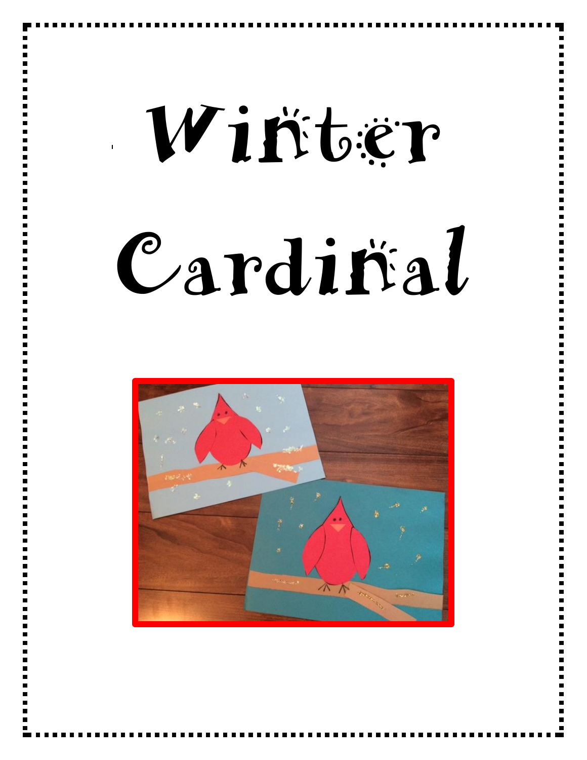# Winter Cardinal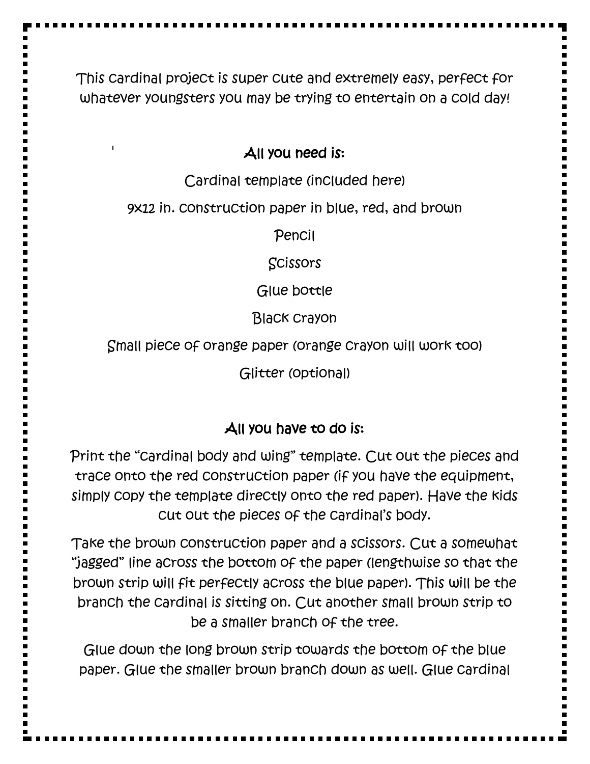This cardinal project is super cute and extremely easy, perfect for whatever youngsters you may be trying to entertain on a cold day!

## All you need is:

Cardinal template (included here)

9x12 in. construction paper in blue, red, and brown

Pencil

Scissors

Glue bottle

Black crayon

Small piece of orange paper (orange crayon will work too)

Glitter (optional)

## All you have to do is:

Print the "cardinal body and wing" template. Cut out the pieces and trace onto the red construction paper (if you have the equipment, simply copy the template directly onto the red paper). Have the kids cut out the pieces of the cardinal's body.

Take the brown construction paper and a scissors. Cut a somewhat "jagged" line across the bottom of the paper (lengthwise so that the brown strip will fit perfectly across the blue paper). This will be the branch the cardinal is sitting on. Cut another small brown strip to be a smaller branch of the tree.

Glue down the long brown strip towards the bottom of the blue paper. Glue the smaller brown branch down as well. Glue cardinal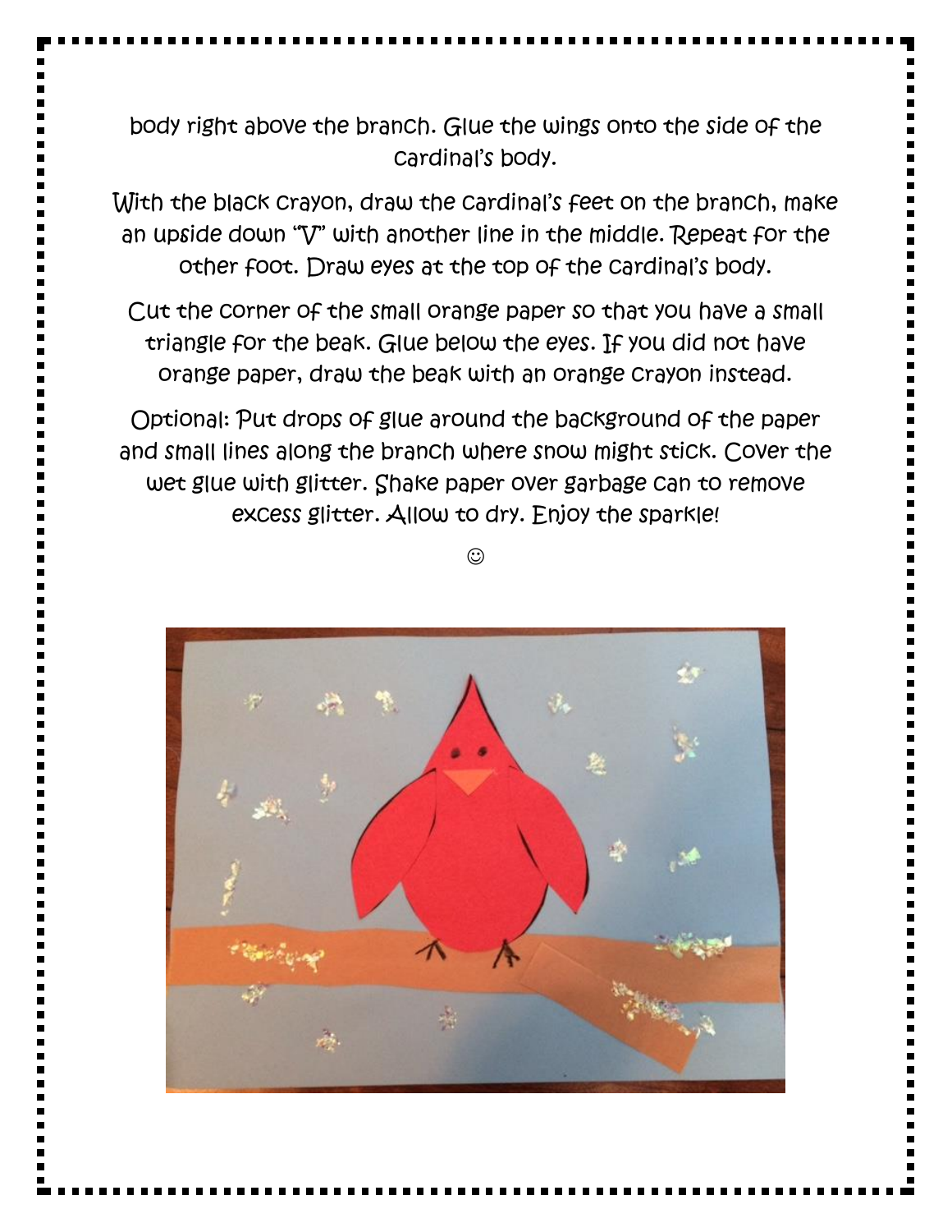body right above the branch. Glue the wings onto the side of the cardinal's body.

With the black crayon, draw the cardinal's feet on the branch, make an upside down "V" with another line in the middle. Repeat for the other foot. Draw eyes at the top of the cardinal's body.

Cut the corner of the small orange paper so that you have a small triangle for the beak. Glue below the eyes. If you did not have orange paper, draw the beak with an orange crayon instead.

Optional: Put drops of glue around the background of the paper and small lines along the branch where snow might stick. Cover the wet glue with glitter. Shake paper over garbage can to remove excess glitter. Allow to dry. Enjoy the sparkle!

☺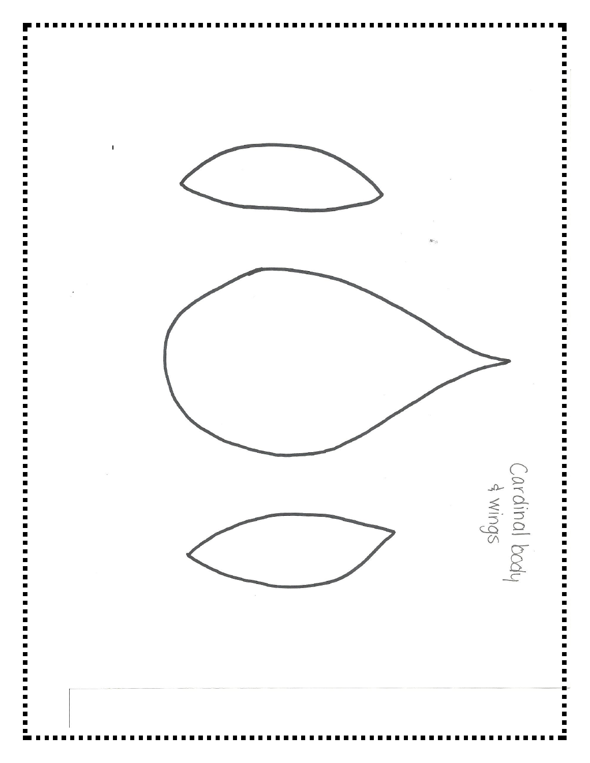Cardinal body
& wings